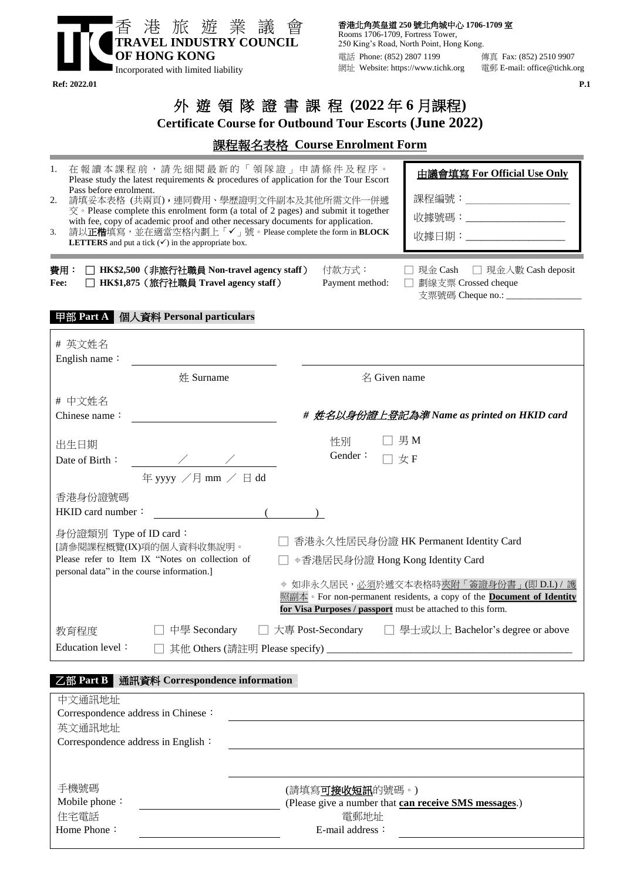香港旅遊業議會
**TRAVEL INDUSTRY COUNCIL OF HONG KONG**
Incorporated with limited liability

**香港北角英皇道 250 號北角城中心 1706-1709 室**
Rooms 1706-1709, Fortress Tower,
250 King's Road, North Point, Hong Kong.
電話 Phone: (852) 2807 1199　　傳真 Fax: (852) 2510 9907
網址 Website: https://www.tichk.org　　電郵 E-mail: office@tichk.org

**Ref: 2022.01**

# 外遊領隊證書課程 (2022 年 6 月課程)
## Certificate Course for Outbound Tour Escorts (June 2022)

## 課程報名表格 Course Enrolment Form

1. 在報讀本課程前，請先細閱最新的「領隊證」申請條件及程序。Please study the latest requirements & procedures of application for the Tour Escort Pass before enrolment.
2. 請填妥本表格 (共兩頁)，連同費用、學歷證明文件副本及其他所需文件一併遞交。Please complete this enrolment form (a total of 2 pages) and submit it together with fee, copy of academic proof and other necessary documents for application.
3. 請以**正楷**填寫，並在適當空格內劃上「✓」號。Please complete the form in **BLOCK LETTERS** and put a tick (✓) in the appropriate box.

**由議會填寫 For Official Use Only**
課程編號：\_\_\_\_\_\_\_\_\_\_\_\_\_\_\_\_
收據號碼：\_\_\_\_\_\_\_\_\_\_\_\_\_\_\_\_
收據日期：\_\_\_\_\_\_\_\_\_\_\_\_\_\_\_\_

**費用 Fee:**
☐ **HK$2,500（非旅行社職員 Non-travel agency staff）**
☐ **HK$1,875（旅行社職員 Travel agency staff）**

付款方式 Payment method:
☐ 現金 Cash　☐ 現金入數 Cash deposit
☐ 劃線支票 Crossed cheque
支票號碼 Cheque no.: \_\_\_\_\_\_\_\_\_\_\_\_\_\_\_\_

### 甲部 Part A 個人資料 Personal particulars

\# 英文姓名 English name：\_\_\_\_\_\_\_\_\_\_\_\_ 姓 Surname　\_\_\_\_\_\_\_\_\_\_\_\_ 名 Given name

\# 中文姓名 Chinese name：\_\_\_\_\_\_\_\_\_\_\_\_

***# 姓名以身份證上登記為準 Name as printed on HKID card***

出生日期 Date of Birth：　　／　　／　　 年 yyyy ／月 mm ／ 日 dd

性別 Gender：☐ 男 M　☐ 女 F

香港身份證號碼 HKID card number：\_\_\_\_\_\_\_\_\_\_ (　　)

身份證類別 Type of ID card：
[請參閱課程概覽(IX)項的個人資料收集說明。Please refer to Item IX "Notes on collection of personal data" in the course information.]

☐ 香港永久性居民身份證 HK Permanent Identity Card
☐ ✧香港居民身份證 Hong Kong Identity Card

✧ 如非永久居民，必須於遞交本表格時夾附「簽證身份書」(即 D.I.) / 護照副本。For non-permanent residents, a copy of the **Document of Identity for Visa Purposes / passport** must be attached to this form.

教育程度 Education level：
☐ 中學 Secondary　☐ 大專 Post-Secondary　☐ 學士或以上 Bachelor's degree or above
☐ 其他 Others (請註明 Please specify) \_\_\_\_\_\_\_\_\_\_\_\_\_\_\_\_

### 乙部 Part B 通訊資料 Correspondence information

中文通訊地址 Correspondence address in Chinese：\_\_\_\_\_\_\_\_\_\_\_\_\_\_\_\_

英文通訊地址 Correspondence address in English：\_\_\_\_\_\_\_\_\_\_\_\_\_\_\_\_

手機號碼 Mobile phone：\_\_\_\_\_\_\_\_\_\_\_\_ (請填寫**可接收短訊**的號碼。) (Please give a number that **can receive SMS messages**.)

住宅電話 Home Phone：\_\_\_\_\_\_\_\_\_\_\_\_ 電郵地址 E-mail address：\_\_\_\_\_\_\_\_\_\_\_\_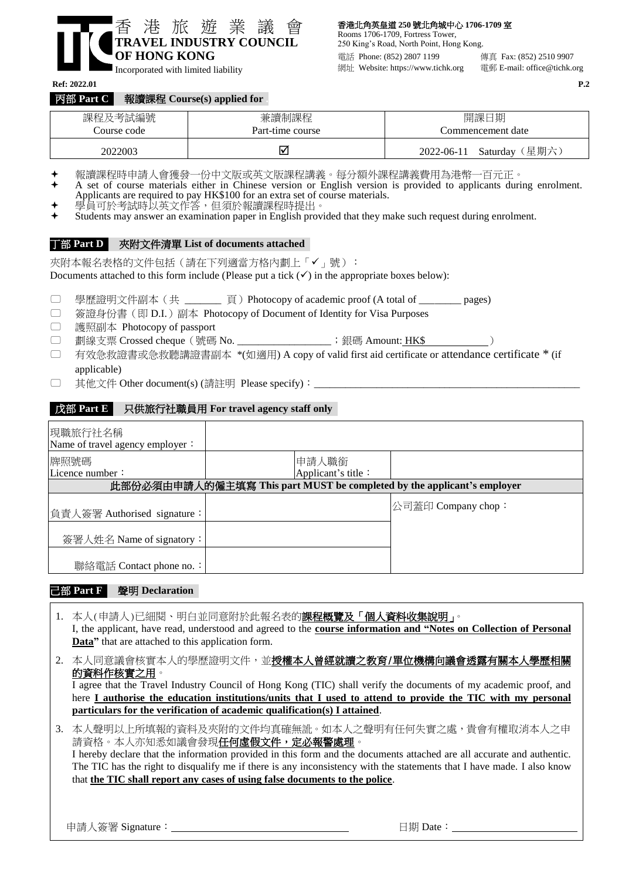香 港 旅 遊 業 議 會
**TRAVEL INDUSTRY COUNCIL OF HONG KONG**
Incorporated with limited liability

**香港北角英皇道 250 號北角城中心 1706-1709 室**
Rooms 1706-1709, Fortress Tower,
250 King's Road, North Point, Hong Kong.
電話 Phone: (852) 2807 1199　　傳真 Fax: (852) 2510 9907
網址 Website: https://www.tichk.org　　電郵 E-mail: office@tichk.org

**Ref: 2022.01**

## 丙部 Part C　報讀課程 Course(s) applied for

| 課程及考試編號<br>Course code | 兼讀制課程<br>Part-time course | 開課日期<br>Commencement date |
|---|---|---|
| 2022003 | ☑ | 2022-06-11　Saturday（星期六） |

- 報讀課程時申請人會獲發一份中文版或英文版課程講義。每分額外課程講義費用為港幣一百元正。
- A set of course materials either in Chinese version or English version is provided to applicants during enrolment. Applicants are required to pay HK$100 for an extra set of course materials.
- 學員可於考試時以英文作答，但須於報讀課程時提出。
- Students may answer an examination paper in English provided that they make such request during enrolment.

## 丁部 Part D　夾附文件清單 List of documents attached

夾附本報名表格的文件包括（請在下列適當方格內劃上「✓」號）：
Documents attached to this form include (Please put a tick (✓) in the appropriate boxes below):

- ☐ 學歷證明文件副本（共 _______ 頁）Photocopy of academic proof (A total of ________ pages)
- ☐ 簽證身份書（即 D.I.）副本 Photocopy of Document of Identity for Visa Purposes
- ☐ 護照副本 Photocopy of passport
- ☐ 劃線支票 Crossed cheque（號碼 No. _________________；銀碼 Amount: HK$___________）
- ☐ 有效急救證書或急救聽講證書副本 *(如適用) A copy of valid first aid certificate or attendance certificate * (if applicable)
- ☐ 其他文件 Other document(s) (請註明 Please specify)：___________________________________________________

## 戊部 Part E　只供旅行社職員用 For travel agency staff only

| | | | |
|---|---|---|---|
| 現職旅行社名稱<br>Name of travel agency employer： | | | |
| 牌照號碼<br>Licence number： | | 申請人職銜<br>Applicant's title： | |
| **此部份必須由申請人的僱主填寫 This part MUST be completed by the applicant's employer** | | | |
| 負責人簽署 Authorised signature： | | 公司蓋印 Company chop： | |
| 簽署人姓名 Name of signatory： | | | |
| 聯絡電話 Contact phone no.： | | | |

## 己部 Part F　聲明 Declaration

1. 本人(申請人)已細閱、明白並同意附於此報名表的**課程概覽及「個人資料收集說明」**。
   I, the applicant, have read, understood and agreed to the **course information and "Notes on Collection of Personal Data"** that are attached to this application form.
2. 本人同意議會核實本人的學歷證明文件，並**授權本人曾經就讀之教育/單位機構向議會透露有關本人學歷相關的資料作核實之用**。
   I agree that the Travel Industry Council of Hong Kong (TIC) shall verify the documents of my academic proof, and here **I authorise the education institutions/units that I used to attend to provide the TIC with my personal particulars for the verification of academic qualification(s) I attained**.
3. 本人聲明以上所填報的資料及夾附的文件均真確無訛。如本人之聲明有任何失實之處，貴會有權取消本人之申請資格。本人亦知悉如議會發現**任何虛假文件，定必報警處理**。
   I hereby declare that the information provided in this form and the documents attached are all accurate and authentic. The TIC has the right to disqualify me if there is any inconsistency with the statements that I have made. I also know that **the TIC shall report any cases of using false documents to the police**.

申請人簽署 Signature：______________________________　　日期 Date：____________________